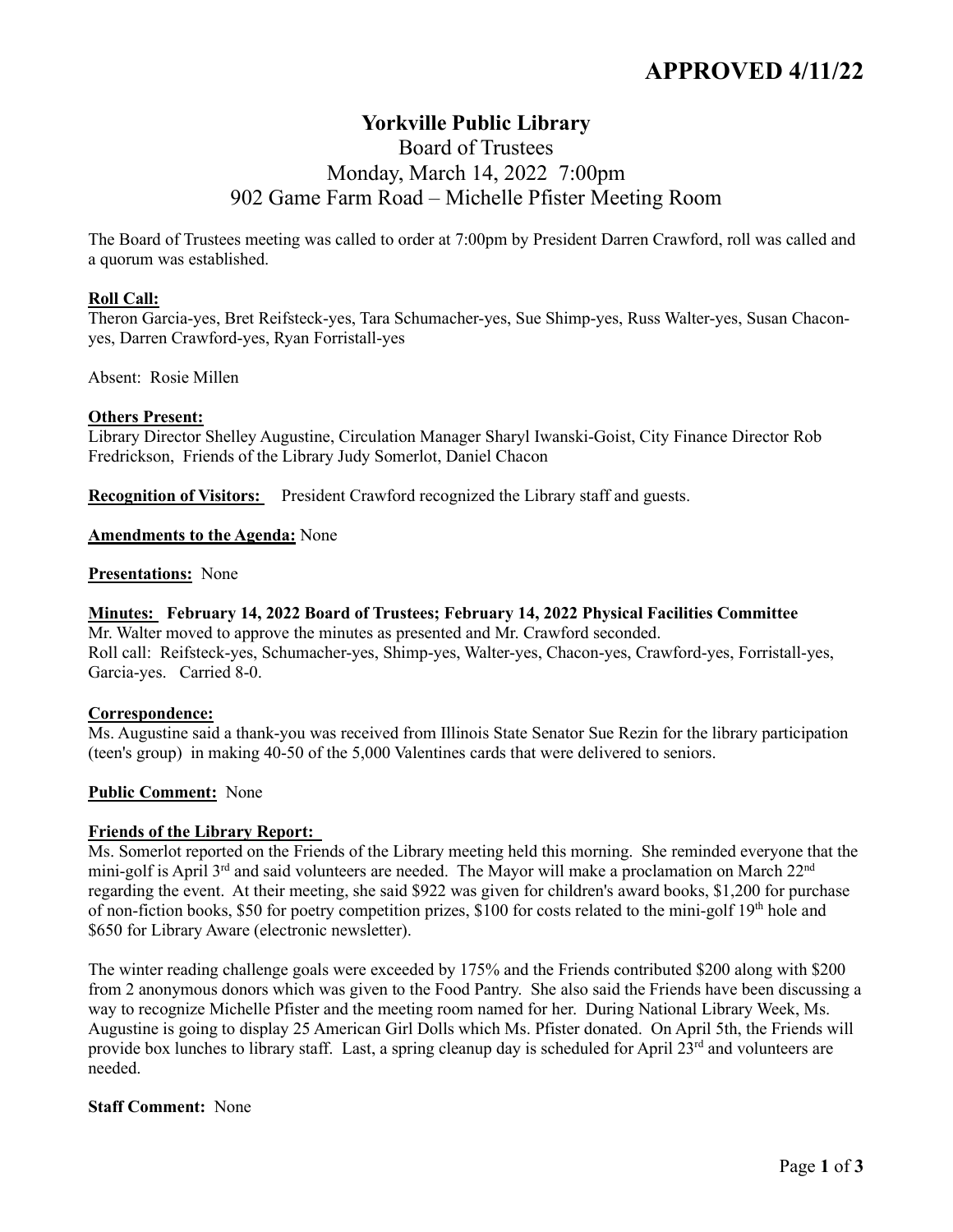**APPROVED 4/11/22**

# Yorkville Public Library

## Board of Trustees
## Monday, March 14, 2022 7:00pm
## 902 Game Farm Road – Michelle Pfister Meeting Room

The Board of Trustees meeting was called to order at 7:00pm by President Darren Crawford, roll was called and a quorum was established.

**Roll Call:**
Theron Garcia-yes, Bret Reifsteck-yes, Tara Schumacher-yes, Sue Shimp-yes, Russ Walter-yes, Susan Chacon-yes, Darren Crawford-yes, Ryan Forristall-yes

Absent: Rosie Millen

**Others Present:**
Library Director Shelley Augustine, Circulation Manager Sharyl Iwanski-Goist, City Finance Director Rob Fredrickson, Friends of the Library Judy Somerlot, Daniel Chacon

**Recognition of Visitors:** President Crawford recognized the Library staff and guests.

**Amendments to the Agenda:** None

**Presentations:** None

**Minutes: February 14, 2022 Board of Trustees; February 14, 2022 Physical Facilities Committee**
Mr. Walter moved to approve the minutes as presented and Mr. Crawford seconded.
Roll call: Reifsteck-yes, Schumacher-yes, Shimp-yes, Walter-yes, Chacon-yes, Crawford-yes, Forristall-yes, Garcia-yes. Carried 8-0.

**Correspondence:**
Ms. Augustine said a thank-you was received from Illinois State Senator Sue Rezin for the library participation (teen's group) in making 40-50 of the 5,000 Valentines cards that were delivered to seniors.

**Public Comment:** None

**Friends of the Library Report:**
Ms. Somerlot reported on the Friends of the Library meeting held this morning. She reminded everyone that the mini-golf is April 3rd and said volunteers are needed. The Mayor will make a proclamation on March 22nd regarding the event. At their meeting, she said $922 was given for children's award books, $1,200 for purchase of non-fiction books, $50 for poetry competition prizes, $100 for costs related to the mini-golf 19th hole and $650 for Library Aware (electronic newsletter).

The winter reading challenge goals were exceeded by 175% and the Friends contributed $200 along with $200 from 2 anonymous donors which was given to the Food Pantry. She also said the Friends have been discussing a way to recognize Michelle Pfister and the meeting room named for her. During National Library Week, Ms. Augustine is going to display 25 American Girl Dolls which Ms. Pfister donated. On April 5th, the Friends will provide box lunches to library staff. Last, a spring cleanup day is scheduled for April 23rd and volunteers are needed.

**Staff Comment:** None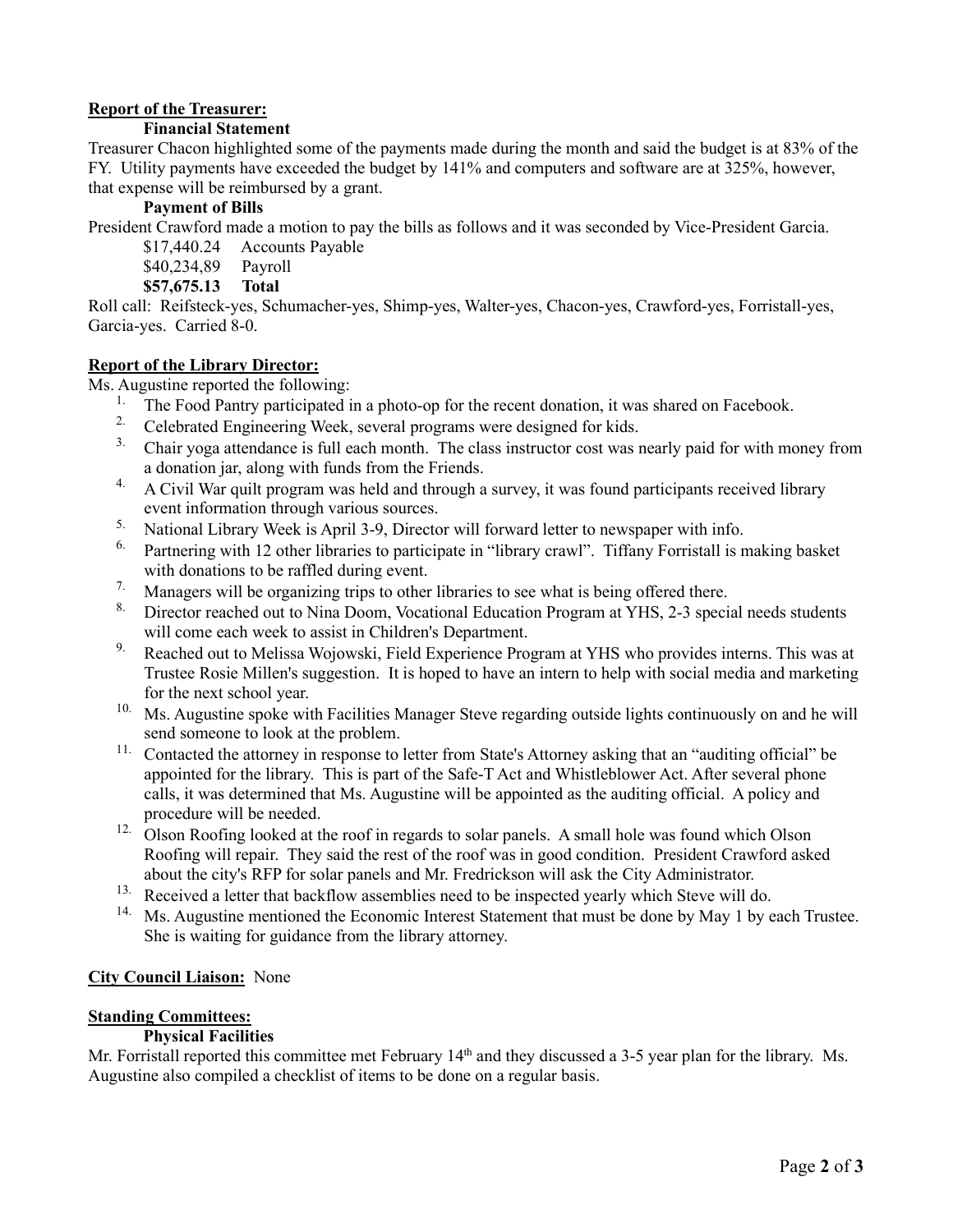**Report of the Treasurer:**

**Financial Statement**

Treasurer Chacon highlighted some of the payments made during the month and said the budget is at 83% of the FY. Utility payments have exceeded the budget by 141% and computers and software are at 325%, however, that expense will be reimbursed by a grant.

**Payment of Bills**

President Crawford made a motion to pay the bills as follows and it was seconded by Vice-President Garcia.

$17,440.24 Accounts Payable
$40,234,89 Payroll
**$57,675.13 Total**

Roll call: Reifsteck-yes, Schumacher-yes, Shimp-yes, Walter-yes, Chacon-yes, Crawford-yes, Forristall-yes, Garcia-yes. Carried 8-0.

**Report of the Library Director:**

Ms. Augustine reported the following:

1. The Food Pantry participated in a photo-op for the recent donation, it was shared on Facebook.
2. Celebrated Engineering Week, several programs were designed for kids.
3. Chair yoga attendance is full each month. The class instructor cost was nearly paid for with money from a donation jar, along with funds from the Friends.
4. A Civil War quilt program was held and through a survey, it was found participants received library event information through various sources.
5. National Library Week is April 3-9, Director will forward letter to newspaper with info.
6. Partnering with 12 other libraries to participate in "library crawl". Tiffany Forristall is making basket with donations to be raffled during event.
7. Managers will be organizing trips to other libraries to see what is being offered there.
8. Director reached out to Nina Doom, Vocational Education Program at YHS, 2-3 special needs students will come each week to assist in Children's Department.
9. Reached out to Melissa Wojowski, Field Experience Program at YHS who provides interns. This was at Trustee Rosie Millen's suggestion. It is hoped to have an intern to help with social media and marketing for the next school year.
10. Ms. Augustine spoke with Facilities Manager Steve regarding outside lights continuously on and he will send someone to look at the problem.
11. Contacted the attorney in response to letter from State's Attorney asking that an "auditing official" be appointed for the library. This is part of the Safe-T Act and Whistleblower Act. After several phone calls, it was determined that Ms. Augustine will be appointed as the auditing official. A policy and procedure will be needed.
12. Olson Roofing looked at the roof in regards to solar panels. A small hole was found which Olson Roofing will repair. They said the rest of the roof was in good condition. President Crawford asked about the city's RFP for solar panels and Mr. Fredrickson will ask the City Administrator.
13. Received a letter that backflow assemblies need to be inspected yearly which Steve will do.
14. Ms. Augustine mentioned the Economic Interest Statement that must be done by May 1 by each Trustee. She is waiting for guidance from the library attorney.

**City Council Liaison:** None

**Standing Committees:**

**Physical Facilities**

Mr. Forristall reported this committee met February 14th and they discussed a 3-5 year plan for the library. Ms. Augustine also compiled a checklist of items to be done on a regular basis.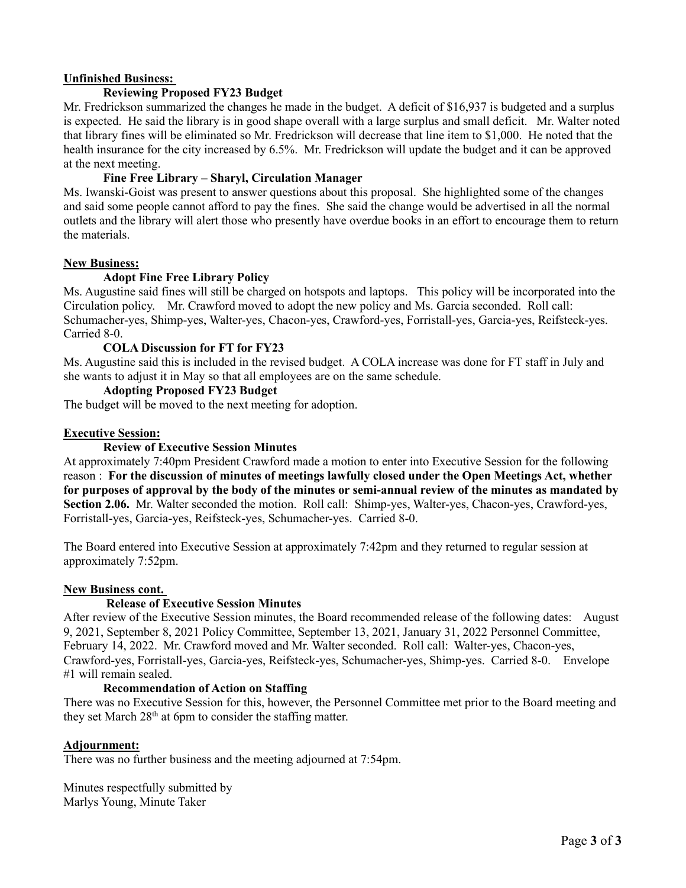## Unfinished Business:

### Reviewing Proposed FY23 Budget

Mr. Fredrickson summarized the changes he made in the budget. A deficit of $16,937 is budgeted and a surplus is expected. He said the library is in good shape overall with a large surplus and small deficit. Mr. Walter noted that library fines will be eliminated so Mr. Fredrickson will decrease that line item to $1,000. He noted that the health insurance for the city increased by 6.5%. Mr. Fredrickson will update the budget and it can be approved at the next meeting.

### Fine Free Library – Sharyl, Circulation Manager

Ms. Iwanski-Goist was present to answer questions about this proposal. She highlighted some of the changes and said some people cannot afford to pay the fines. She said the change would be advertised in all the normal outlets and the library will alert those who presently have overdue books in an effort to encourage them to return the materials.

## New Business:

### Adopt Fine Free Library Policy

Ms. Augustine said fines will still be charged on hotspots and laptops. This policy will be incorporated into the Circulation policy. Mr. Crawford moved to adopt the new policy and Ms. Garcia seconded. Roll call: Schumacher-yes, Shimp-yes, Walter-yes, Chacon-yes, Crawford-yes, Forristall-yes, Garcia-yes, Reifsteck-yes. Carried 8-0.

### COLA Discussion for FT for FY23

Ms. Augustine said this is included in the revised budget. A COLA increase was done for FT staff in July and she wants to adjust it in May so that all employees are on the same schedule.

### Adopting Proposed FY23 Budget

The budget will be moved to the next meeting for adoption.

## Executive Session:

### Review of Executive Session Minutes

At approximately 7:40pm President Crawford made a motion to enter into Executive Session for the following reason : **For the discussion of minutes of meetings lawfully closed under the Open Meetings Act, whether for purposes of approval by the body of the minutes or semi-annual review of the minutes as mandated by Section 2.06.** Mr. Walter seconded the motion. Roll call: Shimp-yes, Walter-yes, Chacon-yes, Crawford-yes, Forristall-yes, Garcia-yes, Reifsteck-yes, Schumacher-yes. Carried 8-0.

The Board entered into Executive Session at approximately 7:42pm and they returned to regular session at approximately 7:52pm.

## New Business cont.

### Release of Executive Session Minutes

After review of the Executive Session minutes, the Board recommended release of the following dates: August 9, 2021, September 8, 2021 Policy Committee, September 13, 2021, January 31, 2022 Personnel Committee, February 14, 2022. Mr. Crawford moved and Mr. Walter seconded. Roll call: Walter-yes, Chacon-yes, Crawford-yes, Forristall-yes, Garcia-yes, Reifsteck-yes, Schumacher-yes, Shimp-yes. Carried 8-0. Envelope #1 will remain sealed.

### Recommendation of Action on Staffing

There was no Executive Session for this, however, the Personnel Committee met prior to the Board meeting and they set March 28th at 6pm to consider the staffing matter.

## Adjournment:

There was no further business and the meeting adjourned at 7:54pm.

Minutes respectfully submitted by
Marlys Young, Minute Taker